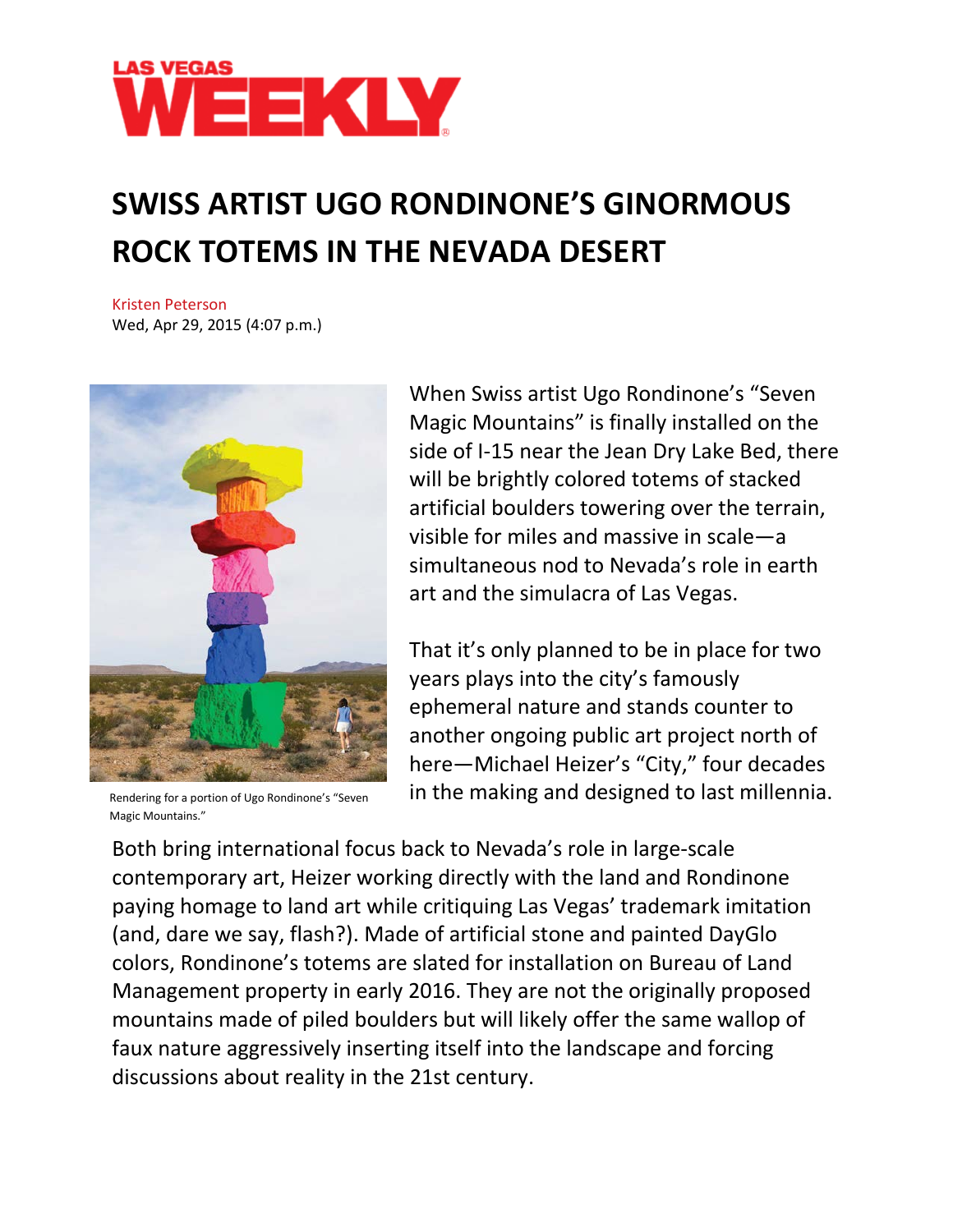LAS VEGAS WEEKLY

# SWISS ARTIST UGO RONDINONE'S GINORMOUS ROCK TOTEMS IN THE NEVADA DESERT

Kristen Peterson
Wed, Apr 29, 2015 (4:07 p.m.)

Rendering for a portion of Ugo Rondinone's "Seven Magic Mountains."

When Swiss artist Ugo Rondinone's "Seven Magic Mountains" is finally installed on the side of I-15 near the Jean Dry Lake Bed, there will be brightly colored totems of stacked artificial boulders towering over the terrain, visible for miles and massive in scale—a simultaneous nod to Nevada's role in earth art and the simulacra of Las Vegas.

That it's only planned to be in place for two years plays into the city's famously ephemeral nature and stands counter to another ongoing public art project north of here—Michael Heizer's "City," four decades in the making and designed to last millennia.

Both bring international focus back to Nevada's role in large-scale contemporary art, Heizer working directly with the land and Rondinone paying homage to land art while critiquing Las Vegas' trademark imitation (and, dare we say, flash?). Made of artificial stone and painted DayGlo colors, Rondinone's totems are slated for installation on Bureau of Land Management property in early 2016. They are not the originally proposed mountains made of piled boulders but will likely offer the same wallop of faux nature aggressively inserting itself into the landscape and forcing discussions about reality in the 21st century.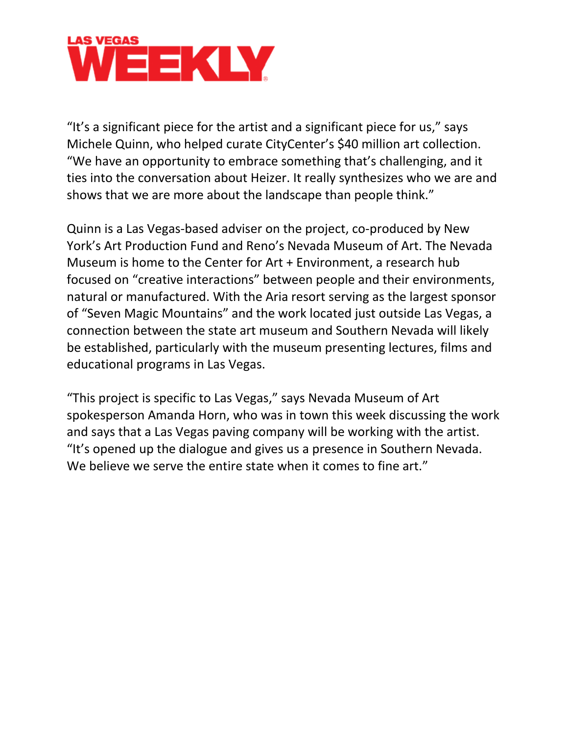LAS VEGAS WEEKLY

"It's a significant piece for the artist and a significant piece for us," says Michele Quinn, who helped curate CityCenter's $40 million art collection. "We have an opportunity to embrace something that's challenging, and it ties into the conversation about Heizer. It really synthesizes who we are and shows that we are more about the landscape than people think."

Quinn is a Las Vegas-based adviser on the project, co-produced by New York's Art Production Fund and Reno's Nevada Museum of Art. The Nevada Museum is home to the Center for Art + Environment, a research hub focused on "creative interactions" between people and their environments, natural or manufactured. With the Aria resort serving as the largest sponsor of "Seven Magic Mountains" and the work located just outside Las Vegas, a connection between the state art museum and Southern Nevada will likely be established, particularly with the museum presenting lectures, films and educational programs in Las Vegas.

"This project is specific to Las Vegas," says Nevada Museum of Art spokesperson Amanda Horn, who was in town this week discussing the work and says that a Las Vegas paving company will be working with the artist. "It's opened up the dialogue and gives us a presence in Southern Nevada. We believe we serve the entire state when it comes to fine art."